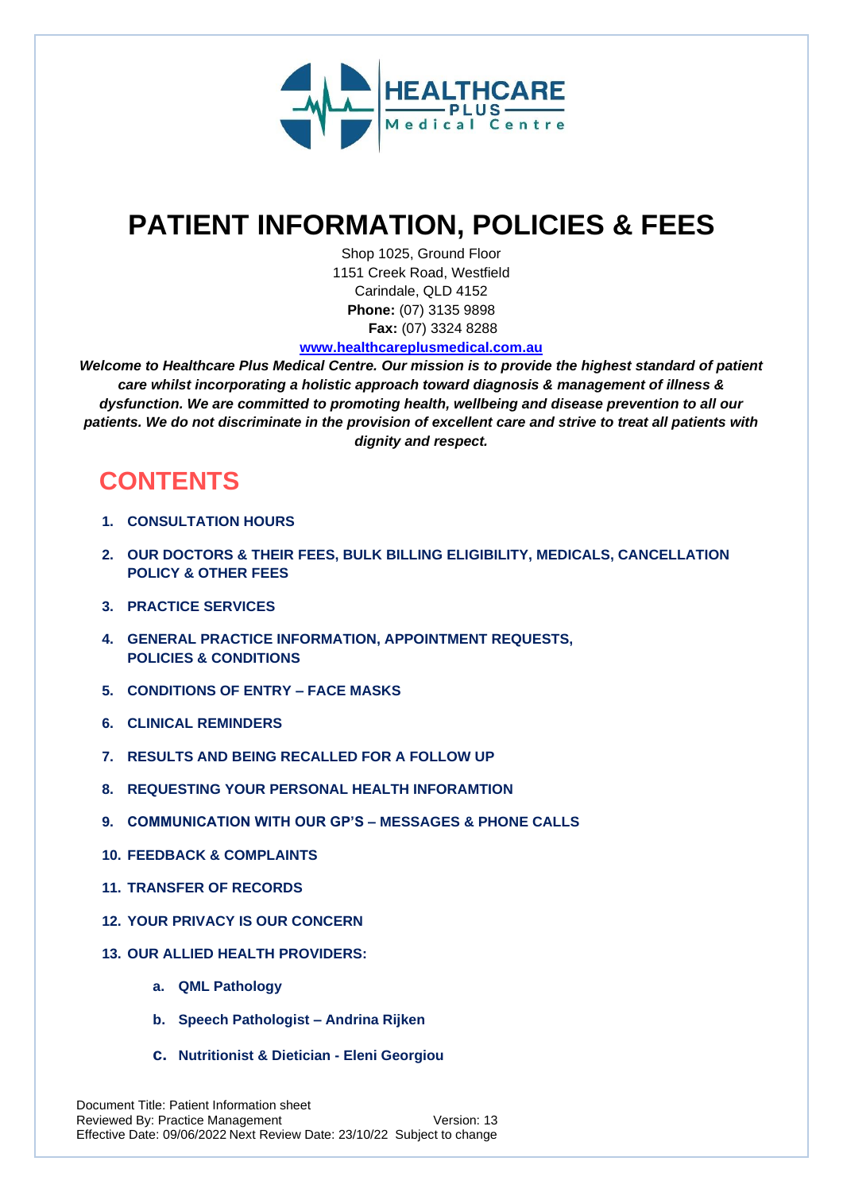# PATIENT INFORMATION, POLICIES & FEES

Shop 1025, Ground Floor
1151 Creek Road, Westfield
Carindale, QLD 4152
**Phone:** (07) 3135 9898
**Fax:** (07) 3324 8288
**www.healthcareplusmedical.com.au**

***Welcome to Healthcare Plus Medical Centre. Our mission is to provide the highest standard of patient care whilst incorporating a holistic approach toward diagnosis & management of illness & dysfunction. We are committed to promoting health, wellbeing and disease prevention to all our patients. We do not discriminate in the provision of excellent care and strive to treat all patients with dignity and respect.***

## CONTENTS

1. **CONSULTATION HOURS**
2. **OUR DOCTORS & THEIR FEES, BULK BILLING ELIGIBILITY, MEDICALS, CANCELLATION POLICY & OTHER FEES**
3. **PRACTICE SERVICES**
4. **GENERAL PRACTICE INFORMATION, APPOINTMENT REQUESTS, POLICIES & CONDITIONS**
5. **CONDITIONS OF ENTRY – FACE MASKS**
6. **CLINICAL REMINDERS**
7. **RESULTS AND BEING RECALLED FOR A FOLLOW UP**
8. **REQUESTING YOUR PERSONAL HEALTH INFORAMTION**
9. **COMMUNICATION WITH OUR GP'S – MESSAGES & PHONE CALLS**
10. **FEEDBACK & COMPLAINTS**
11. **TRANSFER OF RECORDS**
12. **YOUR PRIVACY IS OUR CONCERN**
13. **OUR ALLIED HEALTH PROVIDERS:**
    a. **QML Pathology**
    b. **Speech Pathologist – Andrina Rijken**
    c. **Nutritionist & Dietician - Eleni Georgiou**

Document Title: Patient Information sheet
Reviewed By: Practice Management Version: 13
Effective Date: 09/06/2022 Next Review Date: 23/10/22 Subject to change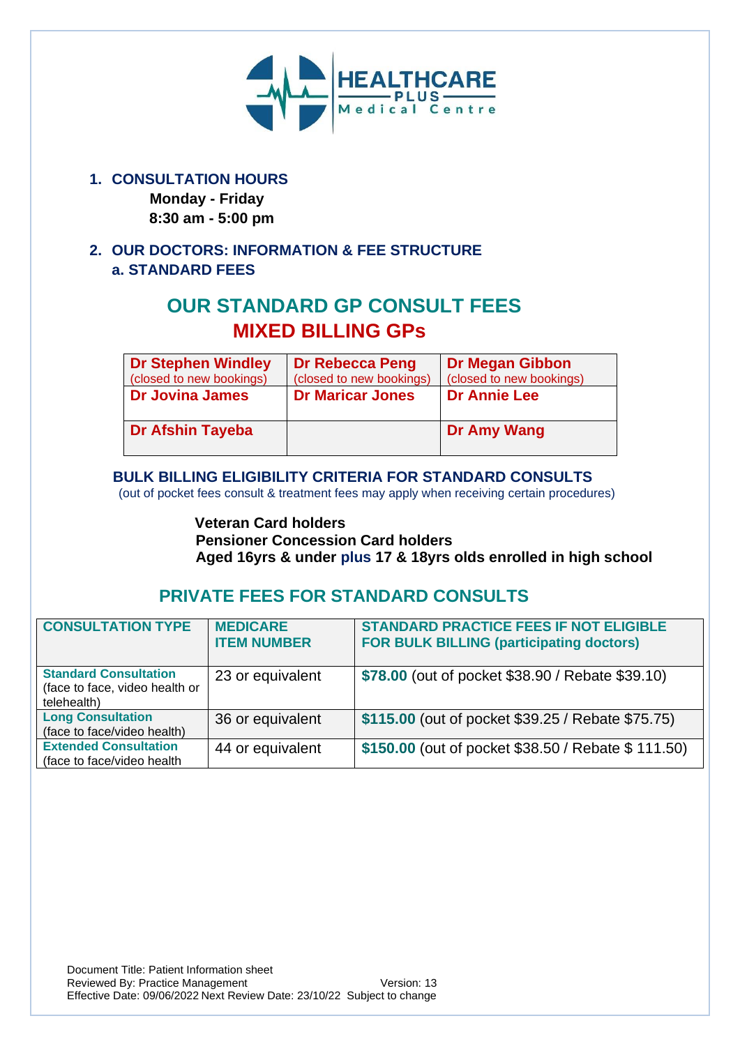HEALTHCARE PLUS Medical Centre

1. **CONSULTATION HOURS**

   **Monday - Friday**

   **8:30 am - 5:00 pm**

2. **OUR DOCTORS: INFORMATION & FEE STRUCTURE**

   **a. STANDARD FEES**

## OUR STANDARD GP CONSULT FEES

## MIXED BILLING GPs

| | | |
|---|---|---|
| **Dr Stephen Windley** (closed to new bookings) | **Dr Rebecca Peng** (closed to new bookings) | **Dr Megan Gibbon** (closed to new bookings) |
| **Dr Jovina James** | **Dr Maricar Jones** | **Dr Annie Lee** |
| **Dr Afshin Tayeba** | | **Dr Amy Wang** |

### BULK BILLING ELIGIBILITY CRITERIA FOR STANDARD CONSULTS

(out of pocket fees consult & treatment fees may apply when receiving certain procedures)

**Veteran Card holders**
**Pensioner Concession Card holders**
**Aged 16yrs & under plus 17 & 18yrs olds enrolled in high school**

## PRIVATE FEES FOR STANDARD CONSULTS

| CONSULTATION TYPE | MEDICARE ITEM NUMBER | STANDARD PRACTICE FEES IF NOT ELIGIBLE FOR BULK BILLING (participating doctors) |
|---|---|---|
| **Standard Consultation** (face to face, video health or telehealth) | 23 or equivalent | **$78.00** (out of pocket $38.90 / Rebate $39.10) |
| **Long Consultation** (face to face/video health) | 36 or equivalent | **$115.00** (out of pocket $39.25 / Rebate $75.75) |
| **Extended Consultation** (face to face/video health | 44 or equivalent | **$150.00** (out of pocket $38.50 / Rebate $ 111.50) |

Document Title: Patient Information sheet
Reviewed By: Practice Management Version: 13
Effective Date: 09/06/2022 Next Review Date: 23/10/22 Subject to change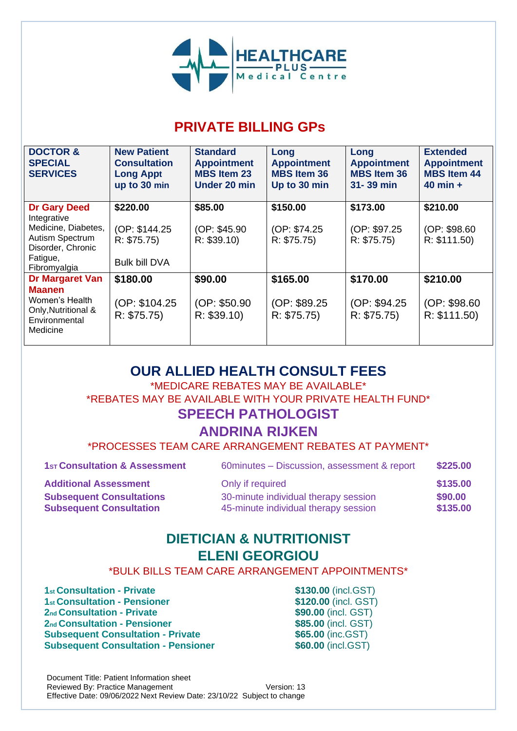HEALTHCARE PLUS Medical Centre

# PRIVATE BILLING GPs

| DOCTOR & SPECIAL SERVICES | New Patient Consultation Long Appt up to 30 min | Standard Appointment MBS Item 23 Under 20 min | Long Appointment MBS Item 36 Up to 30 min | Long Appointment MBS Item 36 31- 39 min | Extended Appointment MBS Item 44 40 min + |
|---|---|---|---|---|---|
| **Dr Gary Deed** Integrative Medicine, Diabetes, Autism Spectrum Disorder, Chronic Fatigue, Fibromyalgia | **$220.00** (OP: $144.25 R: $75.75) Bulk bill DVA | **$85.00** (OP: $45.90 R: $39.10) | **$150.00** (OP: $74.25 R: $75.75) | **$173.00** (OP: $97.25 R: $75.75) | **$210.00** (OP: $98.60 R: $111.50) |
| **Dr Margaret Van Maanen** Women's Health Only,Nutritional & Environmental Medicine | **$180.00** (OP: $104.25 R: $75.75) | **$90.00** (OP: $50.90 R: $39.10) | **$165.00** (OP: $89.25 R: $75.75) | **$170.00** (OP: $94.25 R: $75.75) | **$210.00** (OP: $98.60 R: $111.50) |

## OUR ALLIED HEALTH CONSULT FEES

*MEDICARE REBATES MAY BE AVAILABLE*

*REBATES MAY BE AVAILABLE WITH YOUR PRIVATE HEALTH FUND*

### SPEECH PATHOLOGIST

### ANDRINA RIJKEN

*PROCESSES TEAM CARE ARRANGEMENT REBATES AT PAYMENT*

| | | |
|---|---|---|
| **1st Consultation & Assessment** | 60minutes – Discussion, assessment & report | **$225.00** |
| **Additional Assessment** | Only if required | **$135.00** |
| **Subsequent Consultations** | 30-minute individual therapy session | **$90.00** |
| **Subsequent Consultation** | 45-minute individual therapy session | **$135.00** |

### DIETICIAN & NUTRITIONIST

### ELENI GEORGIOU

*BULK BILLS TEAM CARE ARRANGEMENT APPOINTMENTS*

| | |
|---|---|
| **1st Consultation - Private** | **$130.00** (incl.GST) |
| **1st Consultation - Pensioner** | **$120.00** (incl. GST) |
| **2nd Consultation - Private** | **$90.00** (incl. GST) |
| **2nd Consultation - Pensioner** | **$85.00** (incl. GST) |
| **Subsequent Consultation - Private** | **$65.00** (inc.GST) |
| **Subsequent Consultation - Pensioner** | **$60.00** (incl.GST) |

Document Title: Patient Information sheet
Reviewed By: Practice Management Version: 13
Effective Date: 09/06/2022 Next Review Date: 23/10/22 Subject to change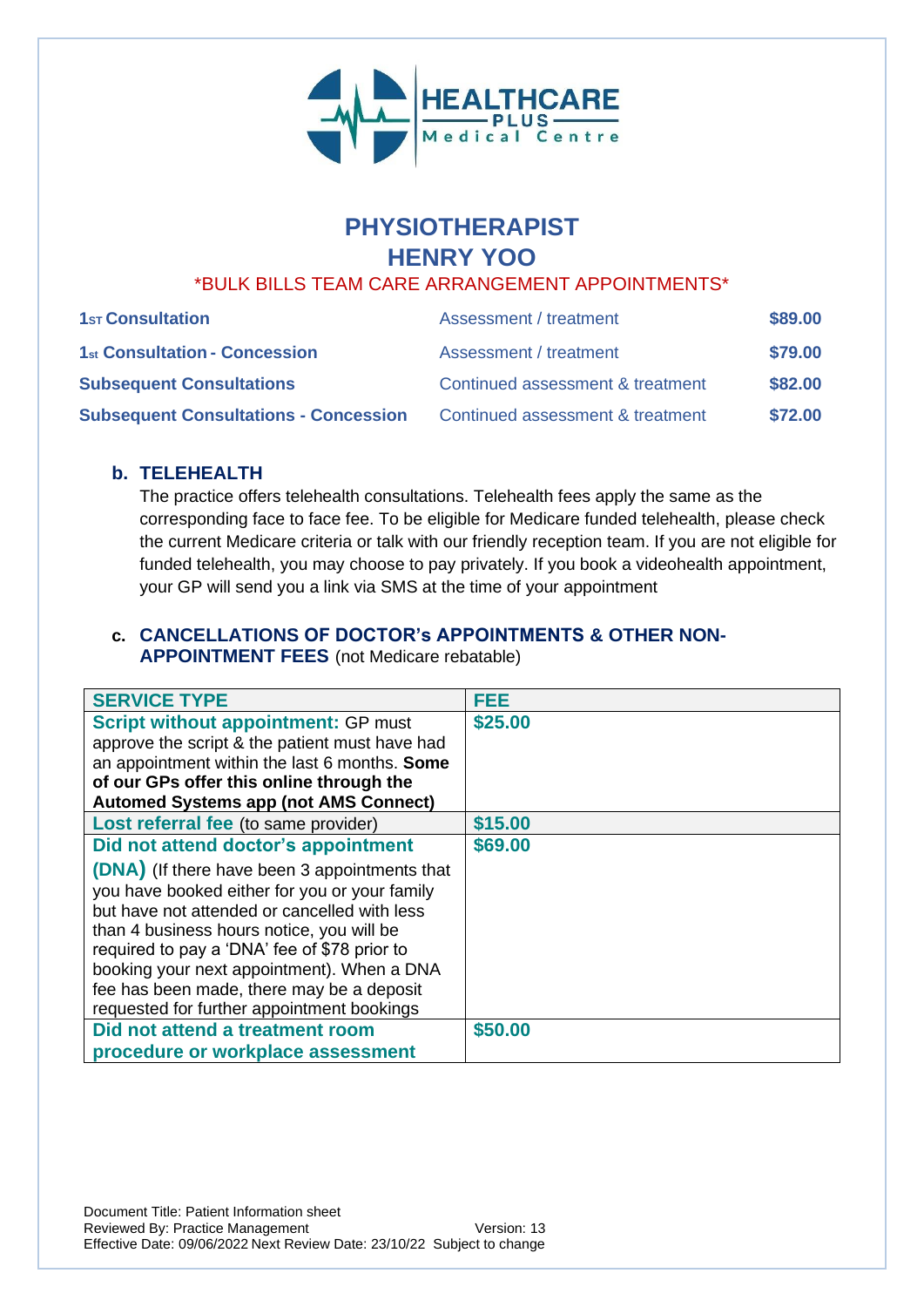# PHYSIOTHERAPIST
# HENRY YOO

*BULK BILLS TEAM CARE ARRANGEMENT APPOINTMENTS*

| | | |
|---|---|---|
| **1st Consultation** | Assessment / treatment | **$89.00** |
| **1st Consultation - Concession** | Assessment / treatment | **$79.00** |
| **Subsequent Consultations** | Continued assessment & treatment | **$82.00** |
| **Subsequent Consultations - Concession** | Continued assessment & treatment | **$72.00** |

### b. TELEHEALTH

The practice offers telehealth consultations. Telehealth fees apply the same as the corresponding face to face fee. To be eligible for Medicare funded telehealth, please check the current Medicare criteria or talk with our friendly reception team. If you are not eligible for funded telehealth, you may choose to pay privately. If you book a videohealth appointment, your GP will send you a link via SMS at the time of your appointment

### c. CANCELLATIONS OF DOCTOR's APPOINTMENTS & OTHER NON-APPOINTMENT FEES (not Medicare rebatable)

| SERVICE TYPE | FEE |
|---|---|
| **Script without appointment:** GP must approve the script & the patient must have had an appointment within the last 6 months. **Some of our GPs offer this online through the Automed Systems app (not AMS Connect)** | **$25.00** |
| **Lost referral fee** (to same provider) | **$15.00** |
| **Did not attend doctor's appointment (DNA)** (If there have been 3 appointments that you have booked either for you or your family but have not attended or cancelled with less than 4 business hours notice, you will be required to pay a 'DNA' fee of $78 prior to booking your next appointment). When a DNA fee has been made, there may be a deposit requested for further appointment bookings | **$69.00** |
| **Did not attend a treatment room procedure or workplace assessment** | **$50.00** |

Document Title: Patient Information sheet
Reviewed By: Practice Management Version: 13
Effective Date: 09/06/2022 Next Review Date: 23/10/22 Subject to change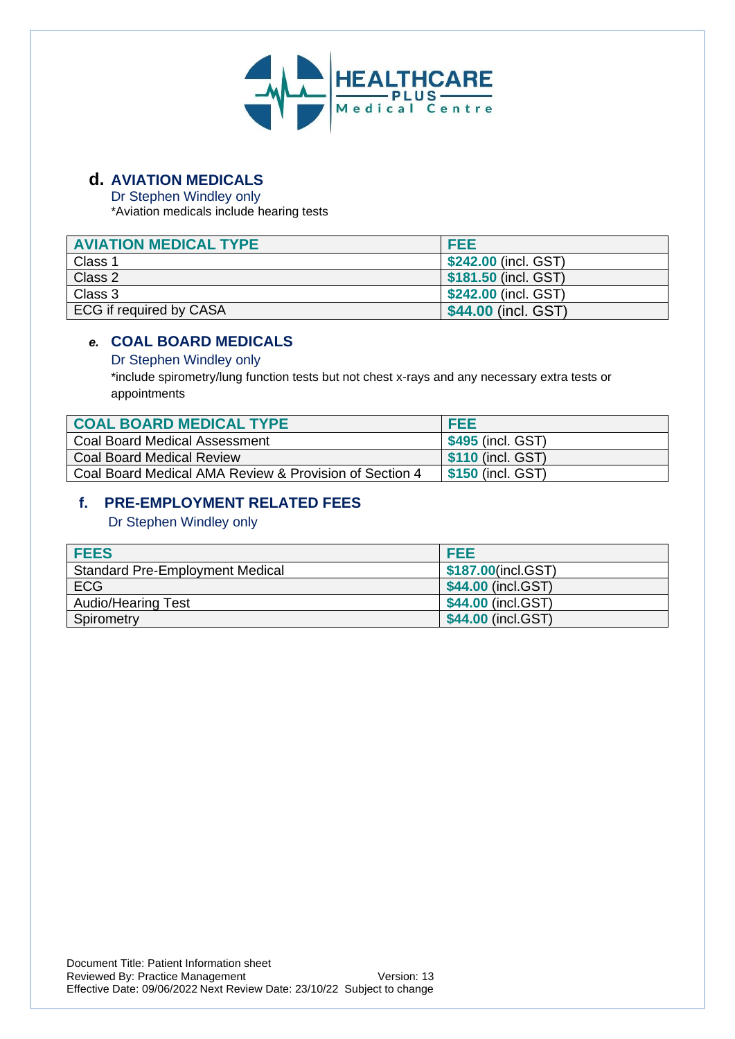## d. AVIATION MEDICALS

Dr Stephen Windley only

*Aviation medicals include hearing tests

| AVIATION MEDICAL TYPE | FEE |
|---|---|
| Class 1 | **$242.00** (incl. GST) |
| Class 2 | **$181.50** (incl. GST) |
| Class 3 | **$242.00** (incl. GST) |
| ECG if required by CASA | **$44.00** (incl. GST) |

## *e.* COAL BOARD MEDICALS

Dr Stephen Windley only

*include spirometry/lung function tests but not chest x-rays and any necessary extra tests or appointments

| COAL BOARD MEDICAL TYPE | FEE |
|---|---|
| Coal Board Medical Assessment | **$495** (incl. GST) |
| Coal Board Medical Review | **$110** (incl. GST) |
| Coal Board Medical AMA Review & Provision of Section 4 | **$150** (incl. GST) |

## f. PRE-EMPLOYMENT RELATED FEES

Dr Stephen Windley only

| FEES | FEE |
|---|---|
| Standard Pre-Employment Medical | **$187.00**(incl.GST) |
| ECG | **$44.00** (incl.GST) |
| Audio/Hearing Test | **$44.00** (incl.GST) |
| Spirometry | **$44.00** (incl.GST) |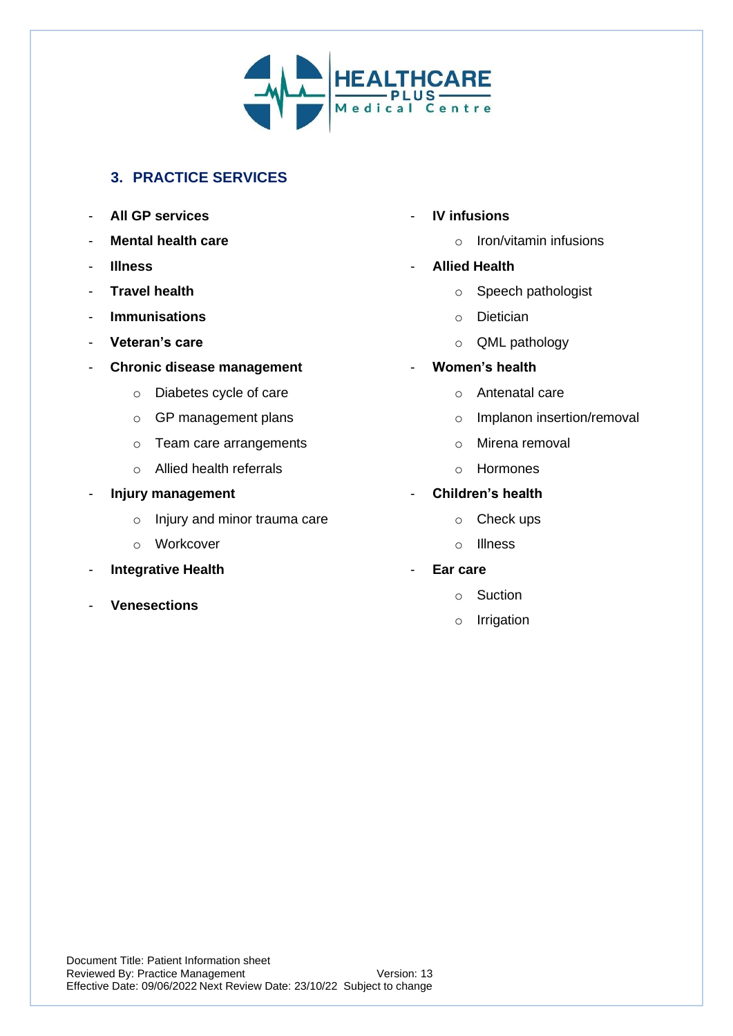## 3. PRACTICE SERVICES

- **All GP services**
- **Mental health care**
- **Illness**
- **Travel health**
- **Immunisations**
- **Veteran's care**
- **Chronic disease management**
  - Diabetes cycle of care
  - GP management plans
  - Team care arrangements
  - Allied health referrals
- **Injury management**
  - Injury and minor trauma care
  - Workcover
- **Integrative Health**
- **Venesections**
- **IV infusions**
  - Iron/vitamin infusions
- **Allied Health**
  - Speech pathologist
  - Dietician
  - QML pathology
- **Women's health**
  - Antenatal care
  - Implanon insertion/removal
  - Mirena removal
  - Hormones
- **Children's health**
  - Check ups
  - Illness
- **Ear care**
  - Suction
  - Irrigation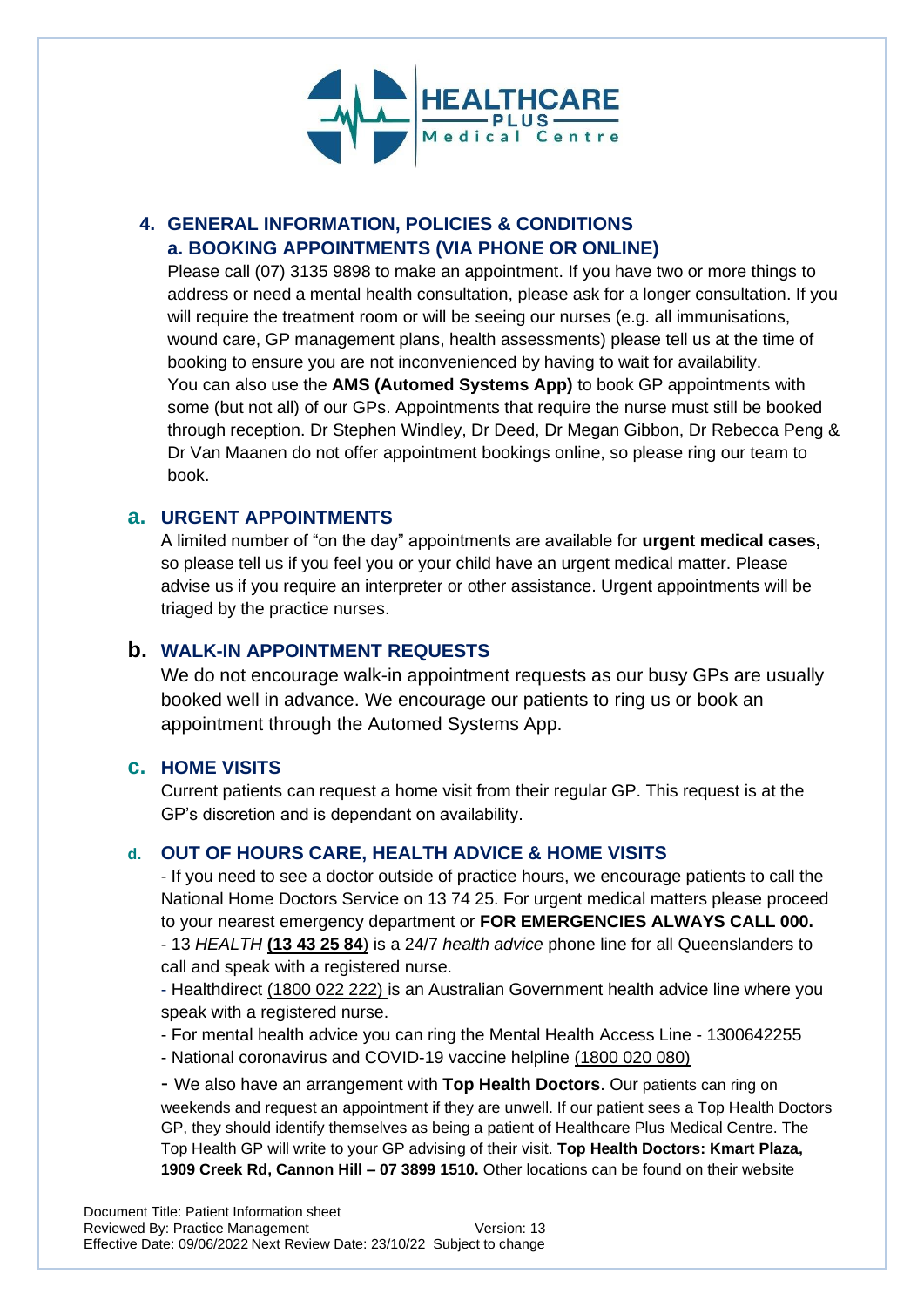## 4. GENERAL INFORMATION, POLICIES & CONDITIONS

### a. BOOKING APPOINTMENTS (VIA PHONE OR ONLINE)

Please call (07) 3135 9898 to make an appointment. If you have two or more things to address or need a mental health consultation, please ask for a longer consultation. If you will require the treatment room or will be seeing our nurses (e.g. all immunisations, wound care, GP management plans, health assessments) please tell us at the time of booking to ensure you are not inconvenienced by having to wait for availability.

You can also use the **AMS (Automed Systems App)** to book GP appointments with some (but not all) of our GPs. Appointments that require the nurse must still be booked through reception. Dr Stephen Windley, Dr Deed, Dr Megan Gibbon, Dr Rebecca Peng & Dr Van Maanen do not offer appointment bookings online, so please ring our team to book.

### a. URGENT APPOINTMENTS

A limited number of "on the day" appointments are available for **urgent medical cases,** so please tell us if you feel you or your child have an urgent medical matter. Please advise us if you require an interpreter or other assistance. Urgent appointments will be triaged by the practice nurses.

### b. WALK-IN APPOINTMENT REQUESTS

We do not encourage walk-in appointment requests as our busy GPs are usually booked well in advance. We encourage our patients to ring us or book an appointment through the Automed Systems App.

### c. HOME VISITS

Current patients can request a home visit from their regular GP. This request is at the GP's discretion and is dependant on availability.

### d. OUT OF HOURS CARE, HEALTH ADVICE & HOME VISITS

- If you need to see a doctor outside of practice hours, we encourage patients to call the National Home Doctors Service on 13 74 25. For urgent medical matters please proceed to your nearest emergency department or **FOR EMERGENCIES ALWAYS CALL 000.**
- 13 *HEALTH* **(13 43 25 84)** is a 24/7 *health advice* phone line for all Queenslanders to call and speak with a registered nurse.
- Healthdirect (1800 022 222) is an Australian Government health advice line where you speak with a registered nurse.
- For mental health advice you can ring the Mental Health Access Line - 1300642255
- National coronavirus and COVID-19 vaccine helpline (1800 020 080)
- We also have an arrangement with **Top Health Doctors**. Our patients can ring on weekends and request an appointment if they are unwell. If our patient sees a Top Health Doctors GP, they should identify themselves as being a patient of Healthcare Plus Medical Centre. The Top Health GP will write to your GP advising of their visit. **Top Health Doctors: Kmart Plaza, 1909 Creek Rd, Cannon Hill – 07 3899 1510.** Other locations can be found on their website

Document Title: Patient Information sheet
Reviewed By: Practice Management Version: 13
Effective Date: 09/06/2022 Next Review Date: 23/10/22 Subject to change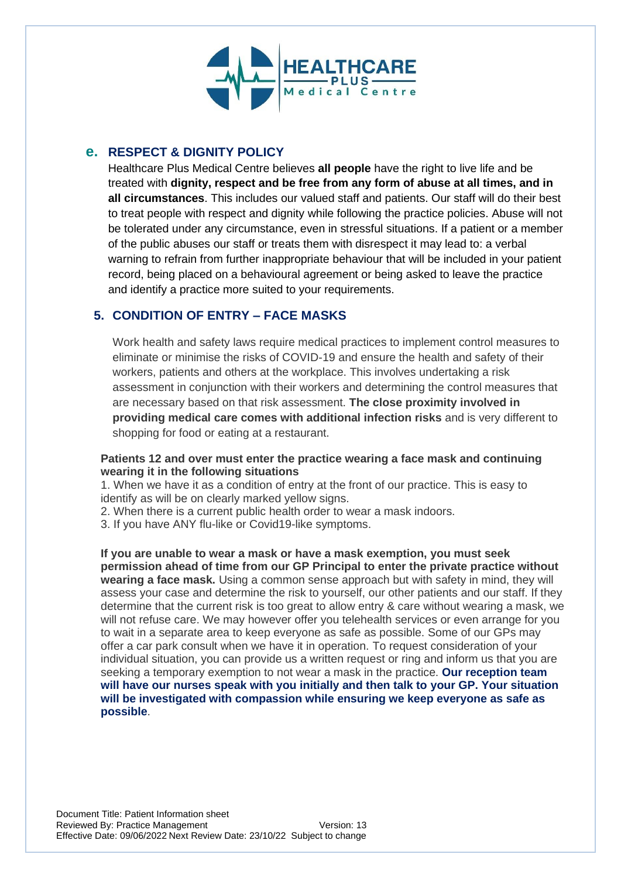## e. RESPECT & DIGNITY POLICY

Healthcare Plus Medical Centre believes **all people** have the right to live life and be treated with **dignity, respect and be free from any form of abuse at all times, and in all circumstances**. This includes our valued staff and patients. Our staff will do their best to treat people with respect and dignity while following the practice policies. Abuse will not be tolerated under any circumstance, even in stressful situations. If a patient or a member of the public abuses our staff or treats them with disrespect it may lead to: a verbal warning to refrain from further inappropriate behaviour that will be included in your patient record, being placed on a behavioural agreement or being asked to leave the practice and identify a practice more suited to your requirements.

## 5. CONDITION OF ENTRY – FACE MASKS

Work health and safety laws require medical practices to implement control measures to eliminate or minimise the risks of COVID-19 and ensure the health and safety of their workers, patients and others at the workplace. This involves undertaking a risk assessment in conjunction with their workers and determining the control measures that are necessary based on that risk assessment. **The close proximity involved in providing medical care comes with additional infection risks** and is very different to shopping for food or eating at a restaurant.

**Patients 12 and over must enter the practice wearing a face mask and continuing wearing it in the following situations**

1. When we have it as a condition of entry at the front of our practice. This is easy to identify as will be on clearly marked yellow signs.
2. When there is a current public health order to wear a mask indoors.
3. If you have ANY flu-like or Covid19-like symptoms.

**If you are unable to wear a mask or have a mask exemption, you must seek permission ahead of time from our GP Principal to enter the private practice without wearing a face mask.** Using a common sense approach but with safety in mind, they will assess your case and determine the risk to yourself, our other patients and our staff. If they determine that the current risk is too great to allow entry & care without wearing a mask, we will not refuse care. We may however offer you telehealth services or even arrange for you to wait in a separate area to keep everyone as safe as possible. Some of our GPs may offer a car park consult when we have it in operation. To request consideration of your individual situation, you can provide us a written request or ring and inform us that you are seeking a temporary exemption to not wear a mask in the practice. **Our reception team will have our nurses speak with you initially and then talk to your GP. Your situation will be investigated with compassion while ensuring we keep everyone as safe as possible**.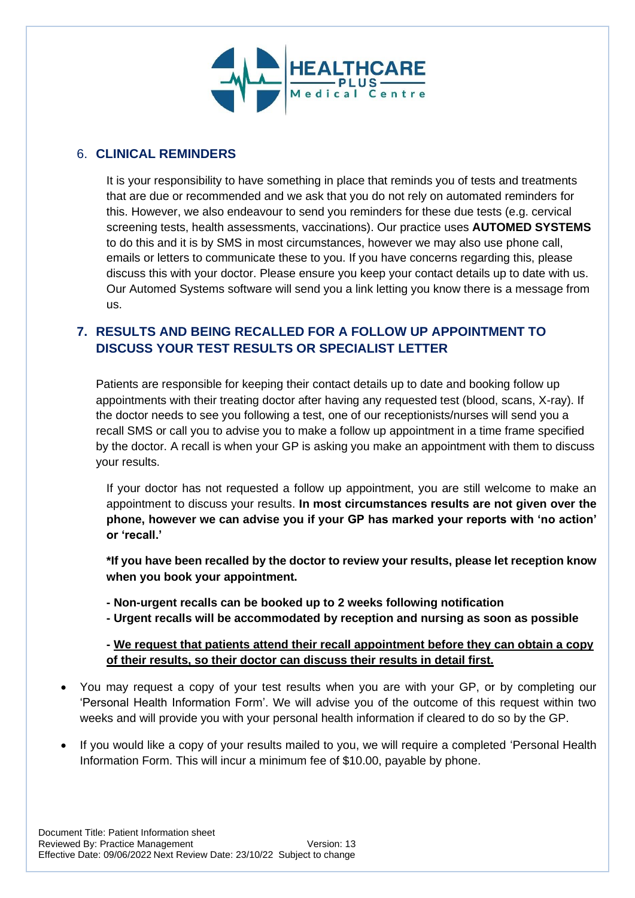## 6. CLINICAL REMINDERS

It is your responsibility to have something in place that reminds you of tests and treatments that are due or recommended and we ask that you do not rely on automated reminders for this. However, we also endeavour to send you reminders for these due tests (e.g. cervical screening tests, health assessments, vaccinations). Our practice uses **AUTOMED SYSTEMS** to do this and it is by SMS in most circumstances, however we may also use phone call, emails or letters to communicate these to you. If you have concerns regarding this, please discuss this with your doctor. Please ensure you keep your contact details up to date with us. Our Automed Systems software will send you a link letting you know there is a message from us.

## 7. RESULTS AND BEING RECALLED FOR A FOLLOW UP APPOINTMENT TO DISCUSS YOUR TEST RESULTS OR SPECIALIST LETTER

Patients are responsible for keeping their contact details up to date and booking follow up appointments with their treating doctor after having any requested test (blood, scans, X-ray). If the doctor needs to see you following a test, one of our receptionists/nurses will send you a recall SMS or call you to advise you to make a follow up appointment in a time frame specified by the doctor. A recall is when your GP is asking you make an appointment with them to discuss your results.

If your doctor has not requested a follow up appointment, you are still welcome to make an appointment to discuss your results. **In most circumstances results are not given over the phone, however we can advise you if your GP has marked your reports with 'no action' or 'recall.'**

**\*If you have been recalled by the doctor to review your results, please let reception know when you book your appointment.**

**- Non-urgent recalls can be booked up to 2 weeks following notification**
**- Urgent recalls will be accommodated by reception and nursing as soon as possible**

**- <u>We request that patients attend their recall appointment before they can obtain a copy of their results, so their doctor can discuss their results in detail first.</u>**

- You may request a copy of your test results when you are with your GP, or by completing our 'Personal Health Information Form'. We will advise you of the outcome of this request within two weeks and will provide you with your personal health information if cleared to do so by the GP.
- If you would like a copy of your results mailed to you, we will require a completed 'Personal Health Information Form. This will incur a minimum fee of $10.00, payable by phone.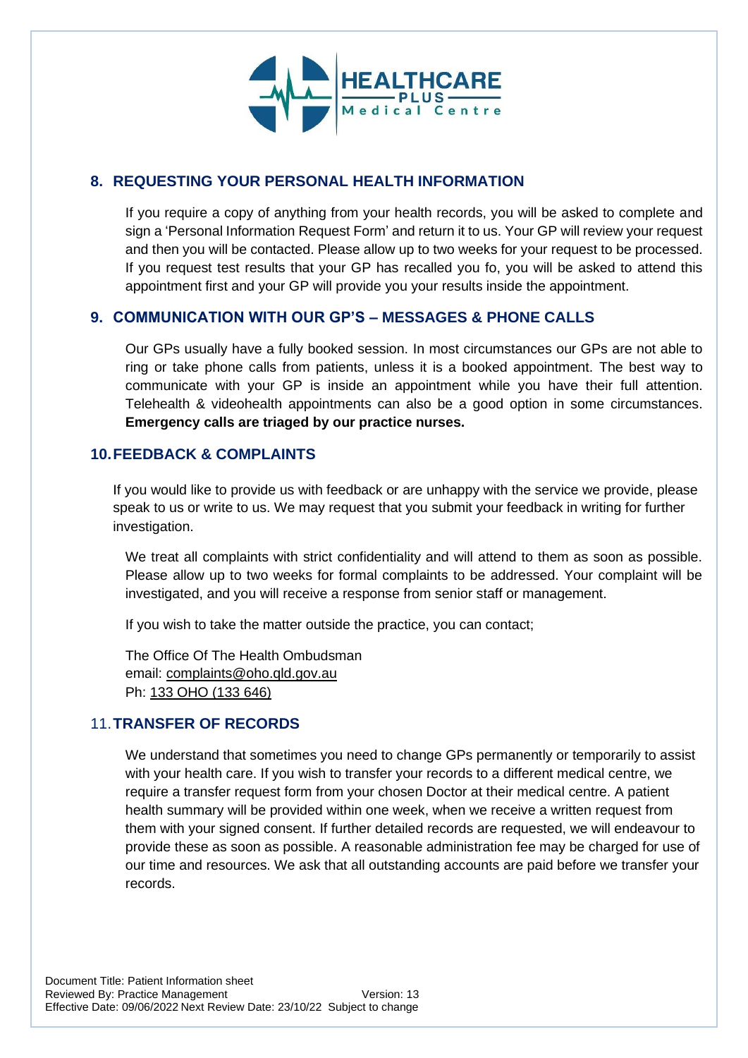## 8. REQUESTING YOUR PERSONAL HEALTH INFORMATION

If you require a copy of anything from your health records, you will be asked to complete and sign a 'Personal Information Request Form' and return it to us. Your GP will review your request and then you will be contacted. Please allow up to two weeks for your request to be processed. If you request test results that your GP has recalled you fo, you will be asked to attend this appointment first and your GP will provide you your results inside the appointment.

## 9. COMMUNICATION WITH OUR GP'S – MESSAGES & PHONE CALLS

Our GPs usually have a fully booked session. In most circumstances our GPs are not able to ring or take phone calls from patients, unless it is a booked appointment. The best way to communicate with your GP is inside an appointment while you have their full attention. Telehealth & videohealth appointments can also be a good option in some circumstances. **Emergency calls are triaged by our practice nurses.**

## 10. FEEDBACK & COMPLAINTS

If you would like to provide us with feedback or are unhappy with the service we provide, please speak to us or write to us. We may request that you submit your feedback in writing for further investigation.

We treat all complaints with strict confidentiality and will attend to them as soon as possible. Please allow up to two weeks for formal complaints to be addressed. Your complaint will be investigated, and you will receive a response from senior staff or management.

If you wish to take the matter outside the practice, you can contact;

The Office Of The Health Ombudsman
email: complaints@oho.qld.gov.au
Ph: 133 OHO (133 646)

## 11. TRANSFER OF RECORDS

We understand that sometimes you need to change GPs permanently or temporarily to assist with your health care. If you wish to transfer your records to a different medical centre, we require a transfer request form from your chosen Doctor at their medical centre. A patient health summary will be provided within one week, when we receive a written request from them with your signed consent. If further detailed records are requested, we will endeavour to provide these as soon as possible. A reasonable administration fee may be charged for use of our time and resources. We ask that all outstanding accounts are paid before we transfer your records.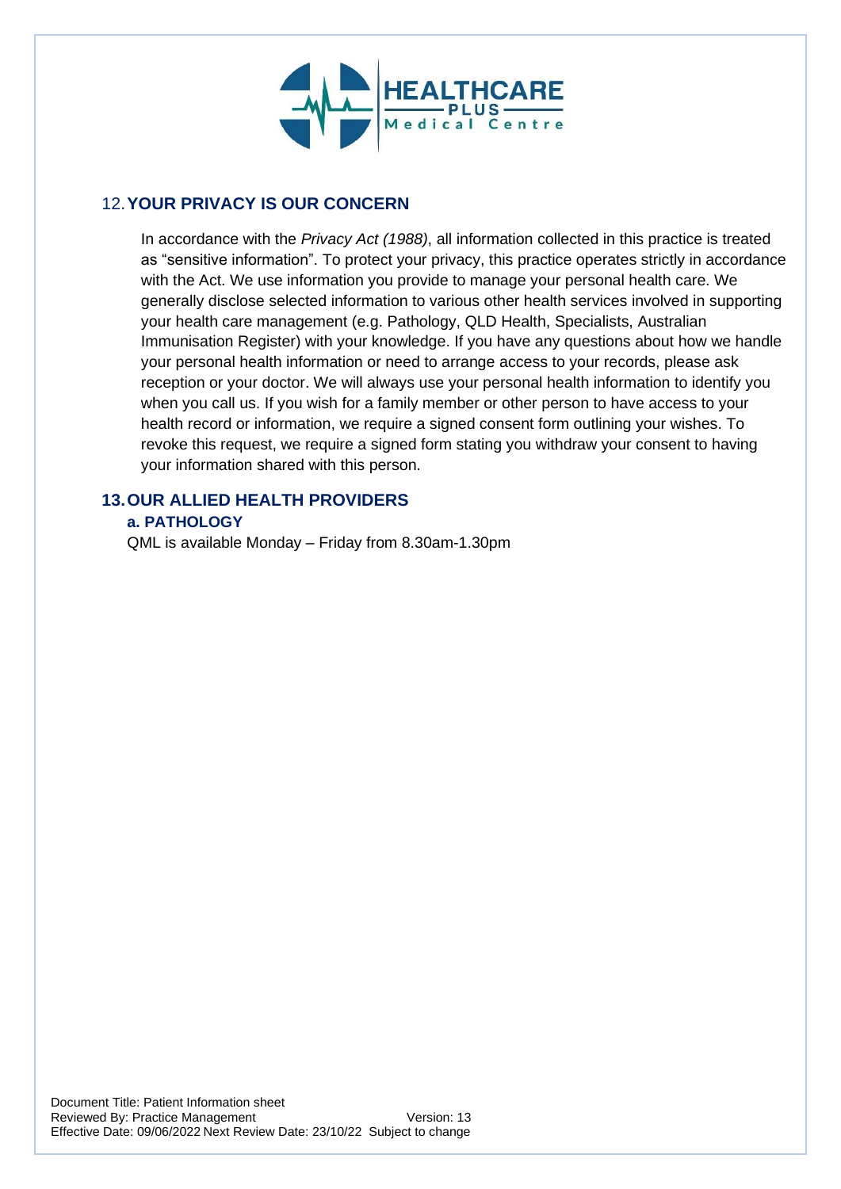## 12. YOUR PRIVACY IS OUR CONCERN

In accordance with the *Privacy Act (1988)*, all information collected in this practice is treated as "sensitive information". To protect your privacy, this practice operates strictly in accordance with the Act. We use information you provide to manage your personal health care. We generally disclose selected information to various other health services involved in supporting your health care management (e.g. Pathology, QLD Health, Specialists, Australian Immunisation Register) with your knowledge. If you have any questions about how we handle your personal health information or need to arrange access to your records, please ask reception or your doctor. We will always use your personal health information to identify you when you call us. If you wish for a family member or other person to have access to your health record or information, we require a signed consent form outlining your wishes. To revoke this request, we require a signed form stating you withdraw your consent to having your information shared with this person.

## 13. OUR ALLIED HEALTH PROVIDERS

### a. PATHOLOGY

QML is available Monday – Friday from 8.30am-1.30pm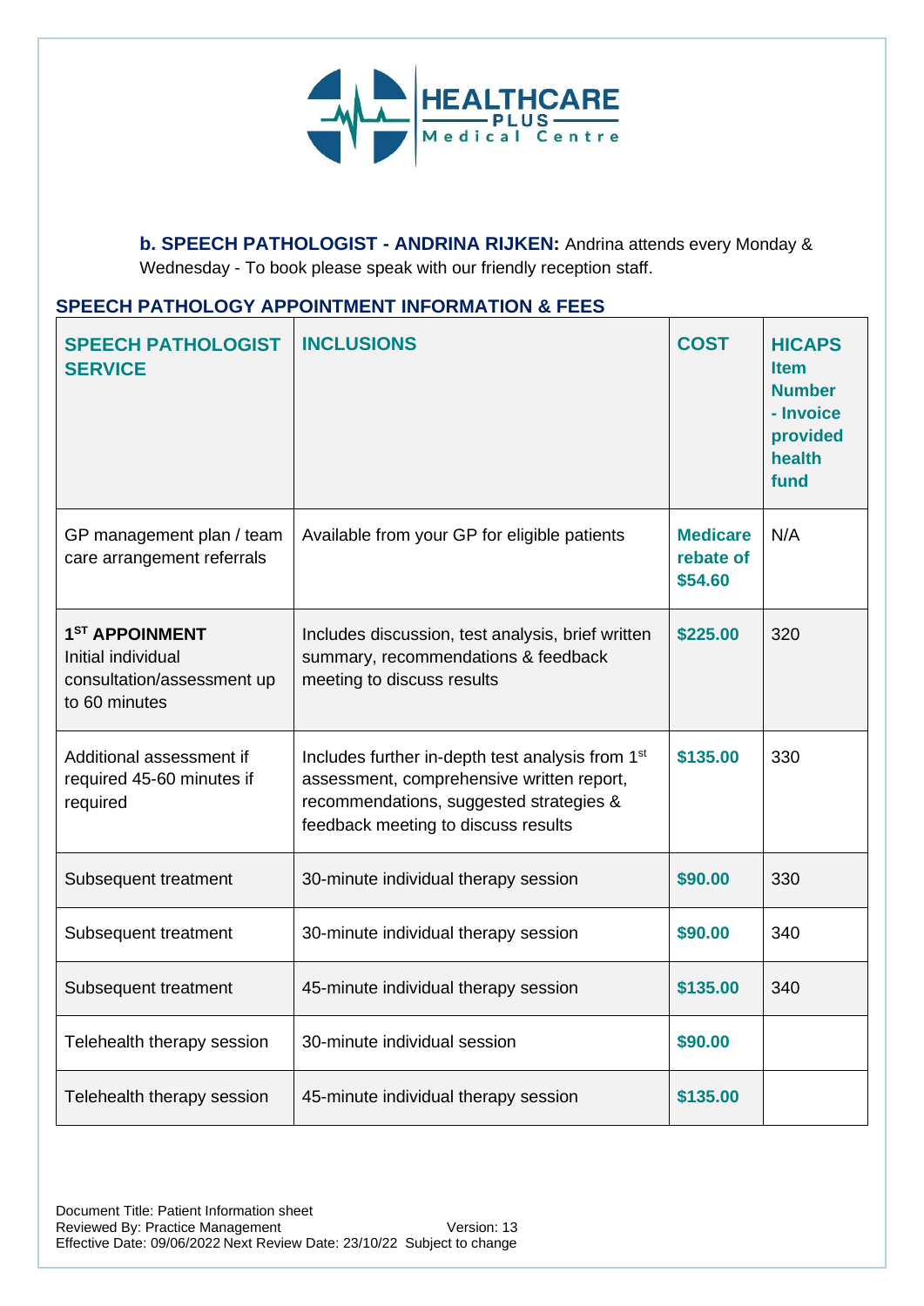**b. SPEECH PATHOLOGIST - ANDRINA RIJKEN:** Andrina attends every Monday & Wednesday - To book please speak with our friendly reception staff.

## SPEECH PATHOLOGY APPOINTMENT INFORMATION & FEES

| SPEECH PATHOLOGIST SERVICE | INCLUSIONS | COST | HICAPS Item Number - Invoice provided health fund |
|---|---|---|---|
| GP management plan / team care arrangement referrals | Available from your GP for eligible patients | **Medicare rebate of $54.60** | N/A |
| **1ST APPOINMENT** Initial individual consultation/assessment up to 60 minutes | Includes discussion, test analysis, brief written summary, recommendations & feedback meeting to discuss results | **$225.00** | 320 |
| Additional assessment if required 45-60 minutes if required | Includes further in-depth test analysis from 1st assessment, comprehensive written report, recommendations, suggested strategies & feedback meeting to discuss results | **$135.00** | 330 |
| Subsequent treatment | 30-minute individual therapy session | **$90.00** | 330 |
| Subsequent treatment | 30-minute individual therapy session | **$90.00** | 340 |
| Subsequent treatment | 45-minute individual therapy session | **$135.00** | 340 |
| Telehealth therapy session | 30-minute individual session | **$90.00** | |
| Telehealth therapy session | 45-minute individual therapy session | **$135.00** | |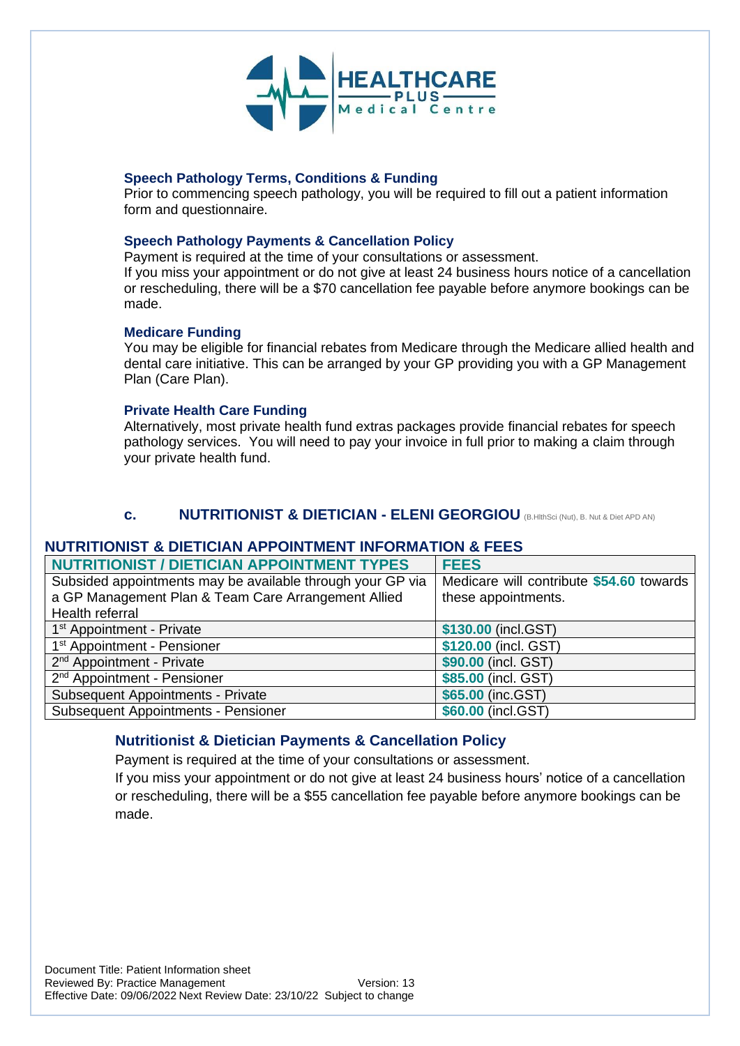HEALTHCARE PLUS Medical Centre

### Speech Pathology Terms, Conditions & Funding

Prior to commencing speech pathology, you will be required to fill out a patient information form and questionnaire.

### Speech Pathology Payments & Cancellation Policy

Payment is required at the time of your consultations or assessment.
If you miss your appointment or do not give at least 24 business hours notice of a cancellation or rescheduling, there will be a $70 cancellation fee payable before anymore bookings can be made.

### Medicare Funding

You may be eligible for financial rebates from Medicare through the Medicare allied health and dental care initiative. This can be arranged by your GP providing you with a GP Management Plan (Care Plan).

### Private Health Care Funding

Alternatively, most private health fund extras packages provide financial rebates for speech pathology services. You will need to pay your invoice in full prior to making a claim through your private health fund.

## c. NUTRITIONIST & DIETICIAN - ELENI GEORGIOU (B.HlthSci (Nut), B. Nut & Diet APD AN)

### NUTRITIONIST & DIETICIAN APPOINTMENT INFORMATION & FEES

| NUTRITIONIST / DIETICIAN APPOINTMENT TYPES | FEES |
| --- | --- |
| Subsided appointments may be available through your GP via a GP Management Plan & Team Care Arrangement Allied Health referral | Medicare will contribute **$54.60** towards these appointments. |
| 1st Appointment - Private | **$130.00** (incl.GST) |
| 1st Appointment - Pensioner | **$120.00** (incl. GST) |
| 2nd Appointment - Private | **$90.00** (incl. GST) |
| 2nd Appointment - Pensioner | **$85.00** (incl. GST) |
| Subsequent Appointments - Private | **$65.00** (inc.GST) |
| Subsequent Appointments - Pensioner | **$60.00** (incl.GST) |

### Nutritionist & Dietician Payments & Cancellation Policy

Payment is required at the time of your consultations or assessment.
If you miss your appointment or do not give at least 24 business hours' notice of a cancellation or rescheduling, there will be a $55 cancellation fee payable before anymore bookings can be made.

Document Title: Patient Information sheet
Reviewed By: Practice Management Version: 13
Effective Date: 09/06/2022 Next Review Date: 23/10/22 Subject to change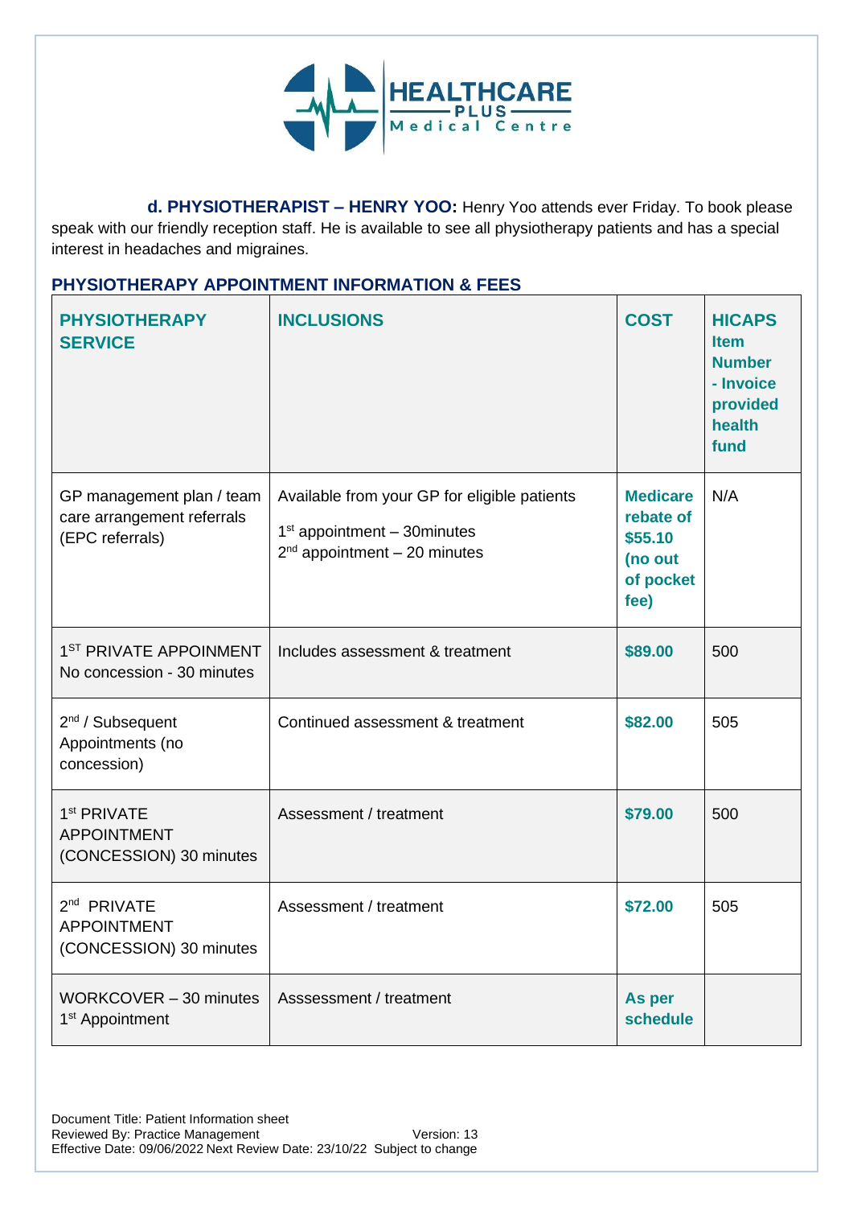**d. PHYSIOTHERAPIST – HENRY YOO:** Henry Yoo attends ever Friday. To book please speak with our friendly reception staff. He is available to see all physiotherapy patients and has a special interest in headaches and migraines.

## PHYSIOTHERAPY APPOINTMENT INFORMATION & FEES

| PHYSIOTHERAPY SERVICE | INCLUSIONS | COST | HICAPS Item Number - Invoice provided health fund |
|---|---|---|---|
| GP management plan / team care arrangement referrals (EPC referrals) | Available from your GP for eligible patients<br>1st appointment – 30minutes<br>2nd appointment – 20 minutes | **Medicare rebate of $55.10 (no out of pocket fee)** | N/A |
| 1ST PRIVATE APPOINMENT No concession - 30 minutes | Includes assessment & treatment | **$89.00** | 500 |
| 2nd / Subsequent Appointments (no concession) | Continued assessment & treatment | **$82.00** | 505 |
| 1st PRIVATE APPOINTMENT (CONCESSION) 30 minutes | Assessment / treatment | **$79.00** | 500 |
| 2nd PRIVATE APPOINTMENT (CONCESSION) 30 minutes | Assessment / treatment | **$72.00** | 505 |
| WORKCOVER – 30 minutes 1st Appointment | Asssessment / treatment | **As per schedule** | |

Document Title: Patient Information sheet
Reviewed By: Practice Management Version: 13
Effective Date: 09/06/2022 Next Review Date: 23/10/22 Subject to change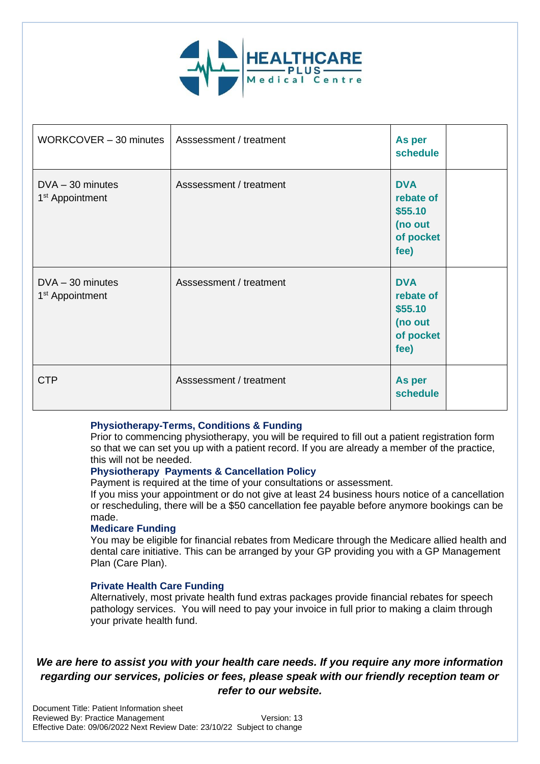| | | | |
|---|---|---|---|
| WORKCOVER – 30 minutes | Asssessment / treatment | **As per schedule** | |
| DVA – 30 minutes<br>1st Appointment | Asssessment / treatment | **DVA rebate of $55.10 (no out of pocket fee)** | |
| DVA – 30 minutes<br>1st Appointment | Asssessment / treatment | **DVA rebate of $55.10 (no out of pocket fee)** | |
| CTP | Asssessment / treatment | **As per schedule** | |

### Physiotherapy-Terms, Conditions & Funding

Prior to commencing physiotherapy, you will be required to fill out a patient registration form so that we can set you up with a patient record. If you are already a member of the practice, this will not be needed.

### Physiotherapy Payments & Cancellation Policy

Payment is required at the time of your consultations or assessment.

If you miss your appointment or do not give at least 24 business hours notice of a cancellation or rescheduling, there will be a $50 cancellation fee payable before anymore bookings can be made.

### Medicare Funding

You may be eligible for financial rebates from Medicare through the Medicare allied health and dental care initiative. This can be arranged by your GP providing you with a GP Management Plan (Care Plan).

### Private Health Care Funding

Alternatively, most private health fund extras packages provide financial rebates for speech pathology services. You will need to pay your invoice in full prior to making a claim through your private health fund.

***We are here to assist you with your health care needs. If you require any more information regarding our services, policies or fees, please speak with our friendly reception team or refer to our website.***

Document Title: Patient Information sheet
Reviewed By: Practice Management Version: 13
Effective Date: 09/06/2022 Next Review Date: 23/10/22 Subject to change